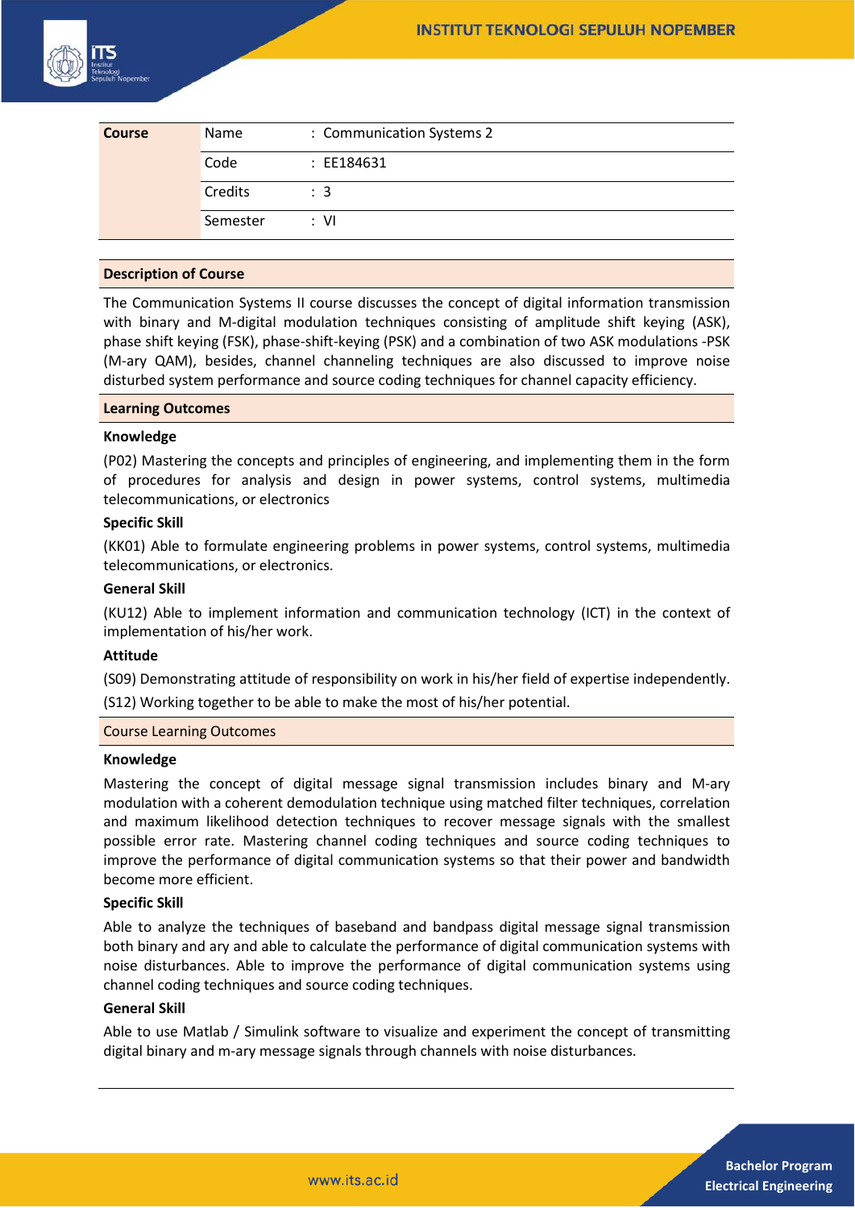| Course | Name | : Communication Systems 2 |
|---|---|---|
| | Code | : EE184631 |
| | Credits | : 3 |
| | Semester | : VI |

## Description of Course

The Communication Systems II course discusses the concept of digital information transmission with binary and M-digital modulation techniques consisting of amplitude shift keying (ASK), phase shift keying (FSK), phase-shift-keying (PSK) and a combination of two ASK modulations -PSK (M-ary QAM), besides, channel channeling techniques are also discussed to improve noise disturbed system performance and source coding techniques for channel capacity efficiency.

## Learning Outcomes

### Knowledge

(P02) Mastering the concepts and principles of engineering, and implementing them in the form of procedures for analysis and design in power systems, control systems, multimedia telecommunications, or electronics

### Specific Skill

(KK01) Able to formulate engineering problems in power systems, control systems, multimedia telecommunications, or electronics.

### General Skill

(KU12) Able to implement information and communication technology (ICT) in the context of implementation of his/her work.

### Attitude

(S09) Demonstrating attitude of responsibility on work in his/her field of expertise independently.

(S12) Working together to be able to make the most of his/her potential.

## Course Learning Outcomes

### Knowledge

Mastering the concept of digital message signal transmission includes binary and M-ary modulation with a coherent demodulation technique using matched filter techniques, correlation and maximum likelihood detection techniques to recover message signals with the smallest possible error rate. Mastering channel coding techniques and source coding techniques to improve the performance of digital communication systems so that their power and bandwidth become more efficient.

### Specific Skill

Able to analyze the techniques of baseband and bandpass digital message signal transmission both binary and ary and able to calculate the performance of digital communication systems with noise disturbances. Able to improve the performance of digital communication systems using channel coding techniques and source coding techniques.

### General Skill

Able to use Matlab / Simulink software to visualize and experiment the concept of transmitting digital binary and m-ary message signals through channels with noise disturbances.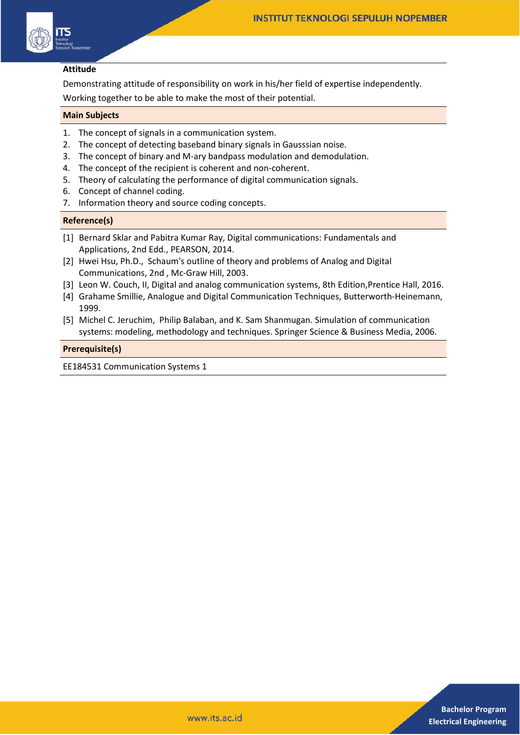**Attitude**

Demonstrating attitude of responsibility on work in his/her field of expertise independently.

Working together to be able to make the most of their potential.

**Main Subjects**

1. The concept of signals in a communication system.
2. The concept of detecting baseband binary signals in Gausssian noise.
3. The concept of binary and M-ary bandpass modulation and demodulation.
4. The concept of the recipient is coherent and non-coherent.
5. Theory of calculating the performance of digital communication signals.
6. Concept of channel coding.
7. Information theory and source coding concepts.

**Reference(s)**

[1] Bernard Sklar and Pabitra Kumar Ray, Digital communications: Fundamentals and Applications, 2nd Edd., PEARSON, 2014.

[2] Hwei Hsu, Ph.D., Schaum's outline of theory and problems of Analog and Digital Communications, 2nd , Mc-Graw Hill, 2003.

[3] Leon W. Couch, II, Digital and analog communication systems, 8th Edition,Prentice Hall, 2016.

[4] Grahame Smillie, Analogue and Digital Communication Techniques, Butterworth-Heinemann, 1999.

[5] Michel C. Jeruchim, Philip Balaban, and K. Sam Shanmugan. Simulation of communication systems: modeling, methodology and techniques. Springer Science & Business Media, 2006.

**Prerequisite(s)**

EE184531 Communication Systems 1